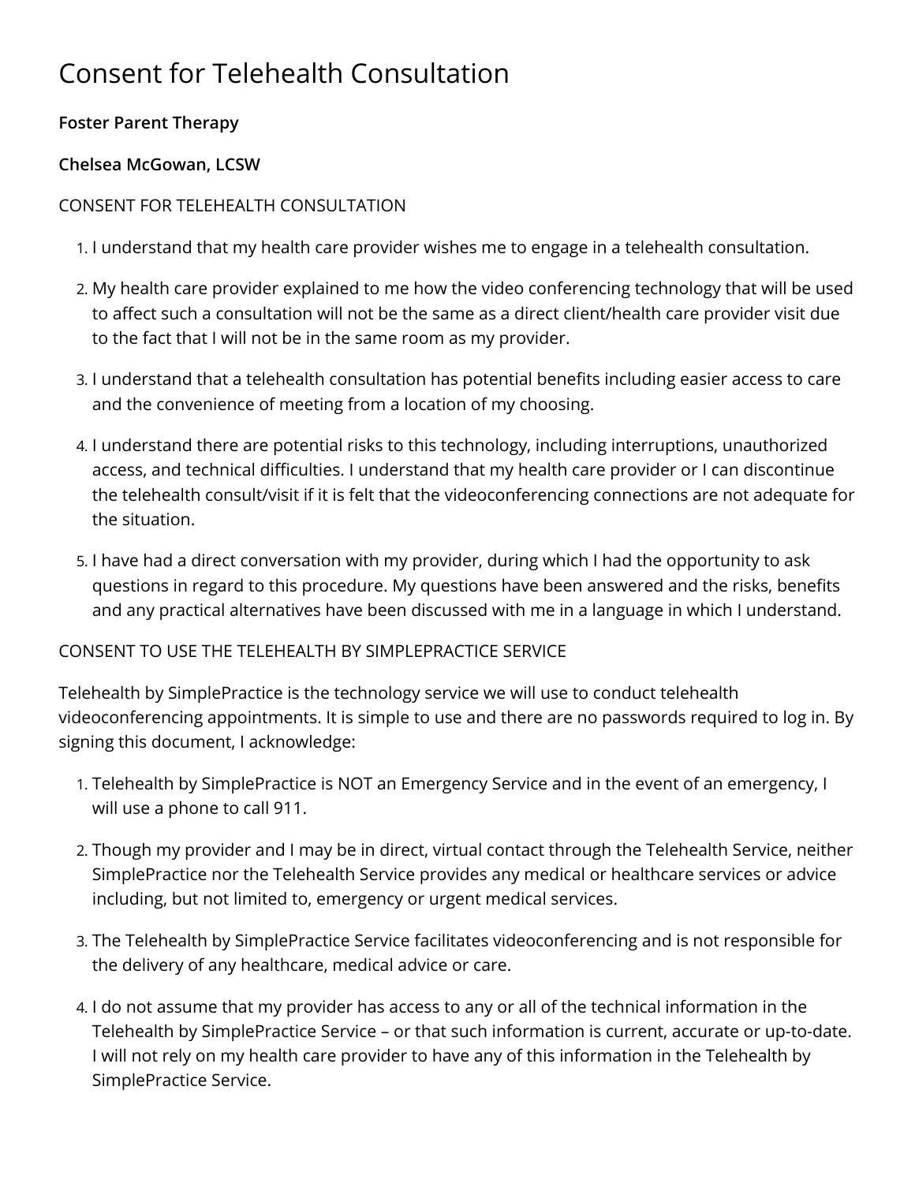# Consent for Telehealth Consultation

**Foster Parent Therapy**

**Chelsea McGowan, LCSW**

CONSENT FOR TELEHEALTH CONSULTATION

1. I understand that my health care provider wishes me to engage in a telehealth consultation.
2. My health care provider explained to me how the video conferencing technology that will be used to affect such a consultation will not be the same as a direct client/health care provider visit due to the fact that I will not be in the same room as my provider.
3. I understand that a telehealth consultation has potential benefits including easier access to care and the convenience of meeting from a location of my choosing.
4. I understand there are potential risks to this technology, including interruptions, unauthorized access, and technical difficulties. I understand that my health care provider or I can discontinue the telehealth consult/visit if it is felt that the videoconferencing connections are not adequate for the situation.
5. I have had a direct conversation with my provider, during which I had the opportunity to ask questions in regard to this procedure. My questions have been answered and the risks, benefits and any practical alternatives have been discussed with me in a language in which I understand.

CONSENT TO USE THE TELEHEALTH BY SIMPLEPRACTICE SERVICE

Telehealth by SimplePractice is the technology service we will use to conduct telehealth videoconferencing appointments. It is simple to use and there are no passwords required to log in. By signing this document, I acknowledge:

1. Telehealth by SimplePractice is NOT an Emergency Service and in the event of an emergency, I will use a phone to call 911.
2. Though my provider and I may be in direct, virtual contact through the Telehealth Service, neither SimplePractice nor the Telehealth Service provides any medical or healthcare services or advice including, but not limited to, emergency or urgent medical services.
3. The Telehealth by SimplePractice Service facilitates videoconferencing and is not responsible for the delivery of any healthcare, medical advice or care.
4. I do not assume that my provider has access to any or all of the technical information in the Telehealth by SimplePractice Service – or that such information is current, accurate or up-to-date. I will not rely on my health care provider to have any of this information in the Telehealth by SimplePractice Service.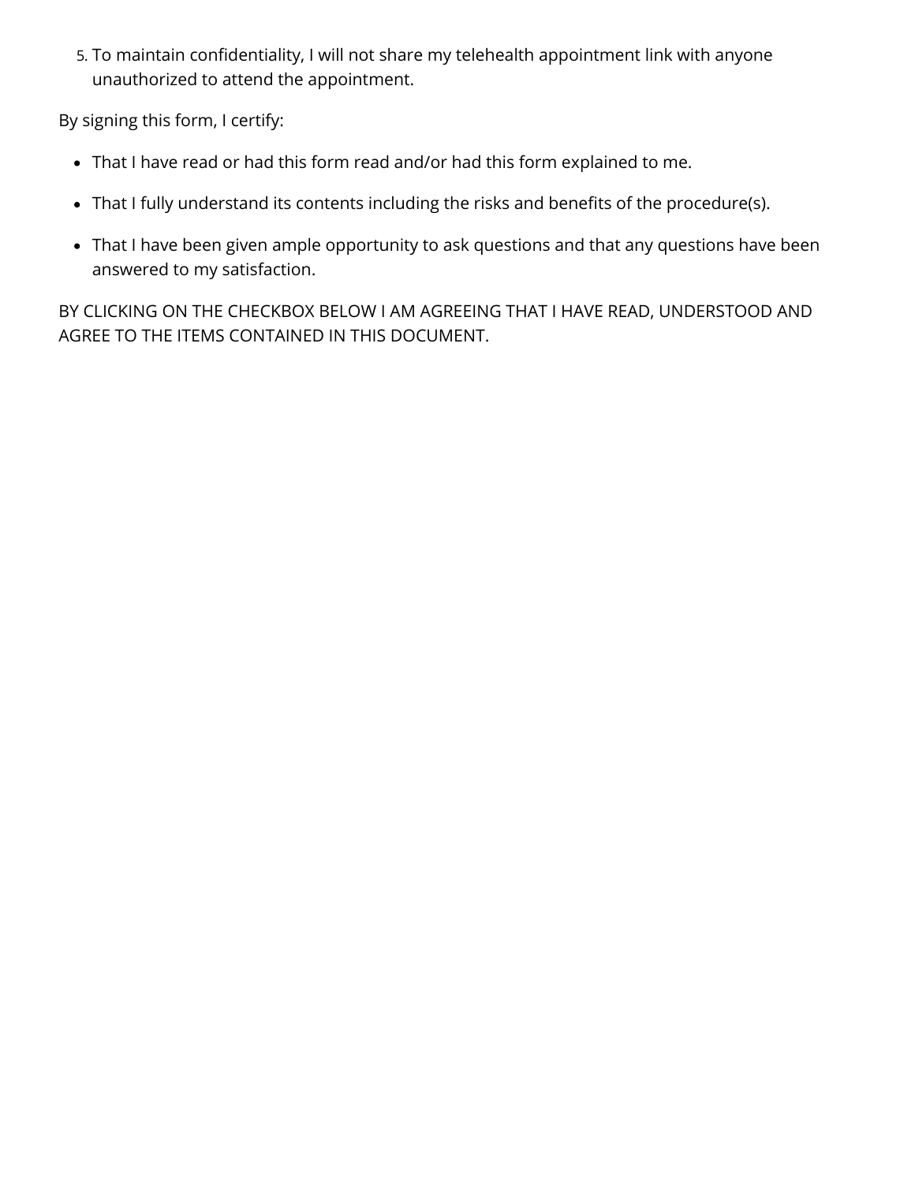5. To maintain confidentiality, I will not share my telehealth appointment link with anyone unauthorized to attend the appointment.

By signing this form, I certify:

- That I have read or had this form read and/or had this form explained to me.
- That I fully understand its contents including the risks and benefits of the procedure(s).
- That I have been given ample opportunity to ask questions and that any questions have been answered to my satisfaction.

BY CLICKING ON THE CHECKBOX BELOW I AM AGREEING THAT I HAVE READ, UNDERSTOOD AND AGREE TO THE ITEMS CONTAINED IN THIS DOCUMENT.